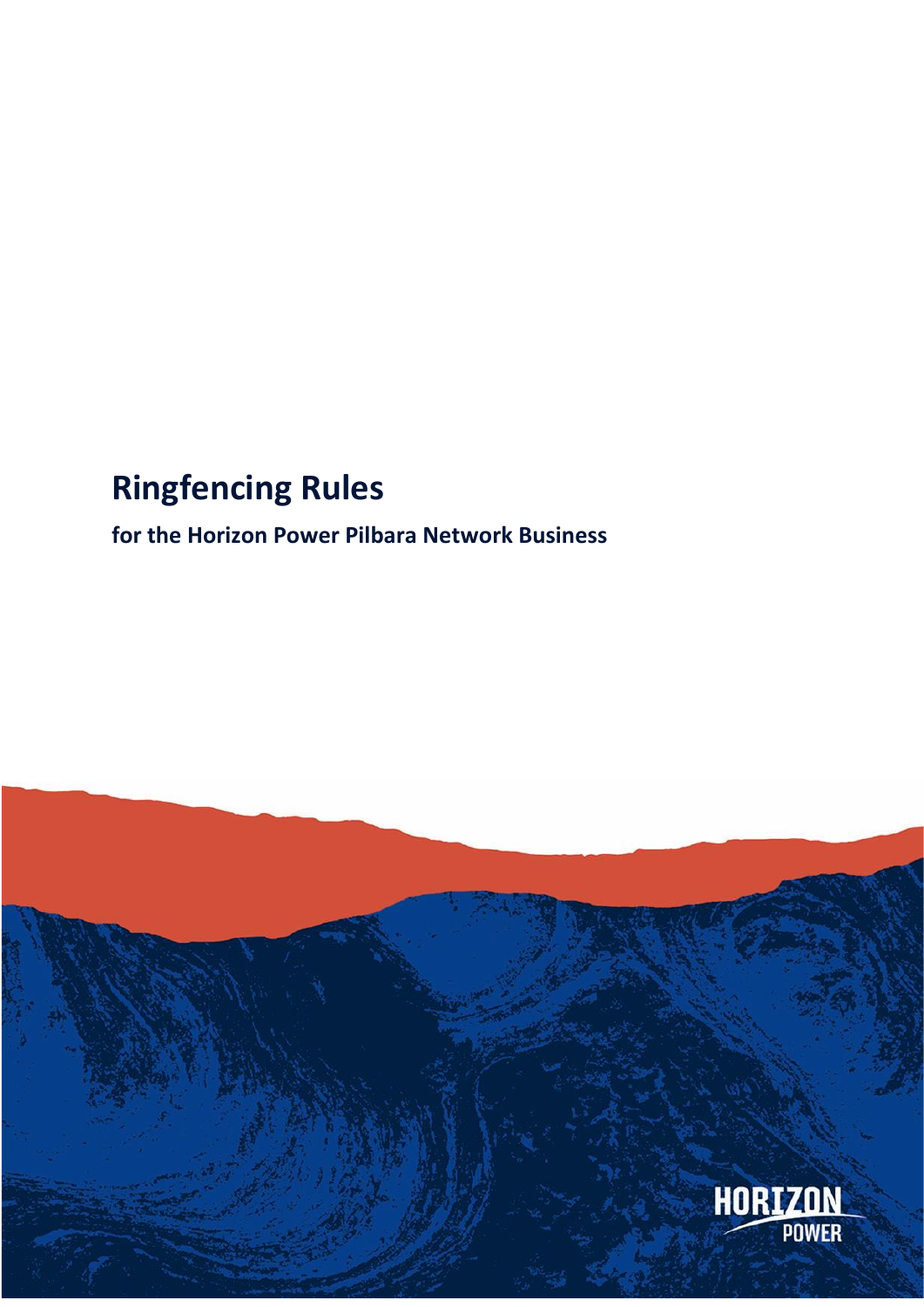# Ringfencing Rules

**for the Horizon Power Pilbara Network Business**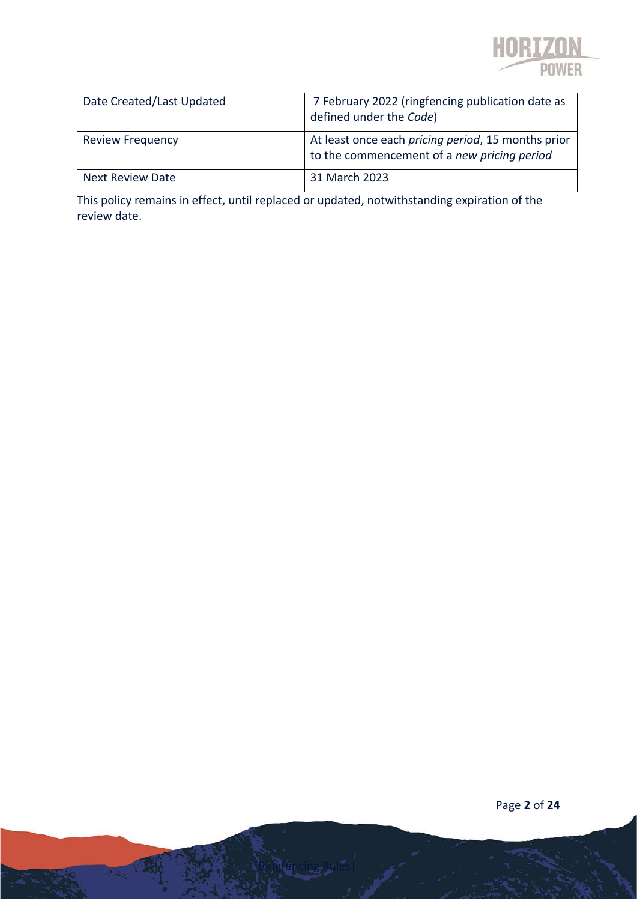| Date Created/Last Updated | 7 February 2022 (ringfencing publication date as defined under the *Code*) |
|---|---|
| Review Frequency | At least once each *pricing period*, 15 months prior to the commencement of a *new pricing period* |
| Next Review Date | 31 March 2023 |

This policy remains in effect, until replaced or updated, notwithstanding expiration of the review date.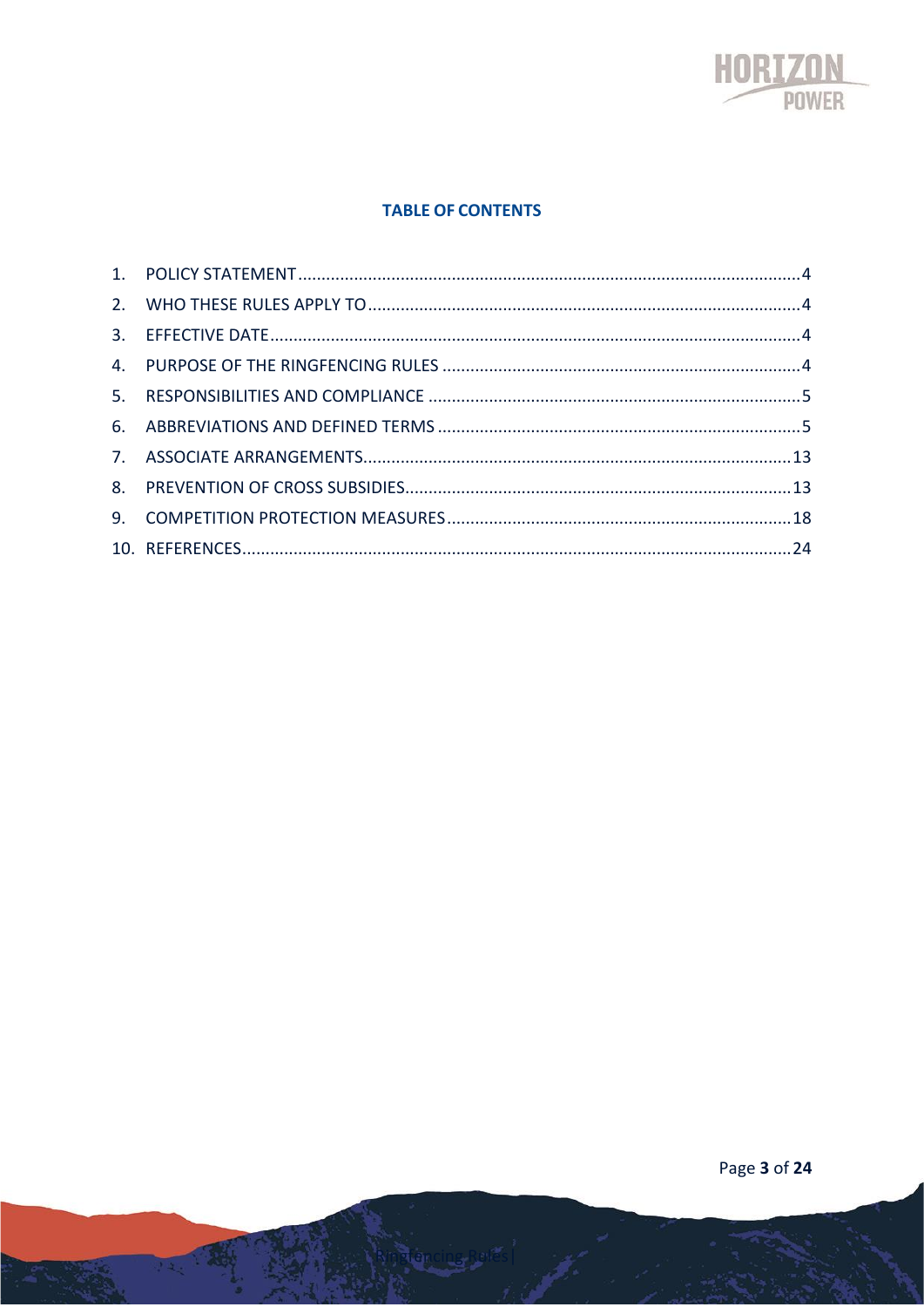## TABLE OF CONTENTS

1. POLICY STATEMENT ........................................................................................................ 4
2. WHO THESE RULES APPLY TO ........................................................................................ 4
3. EFFECTIVE DATE ............................................................................................................. 4
4. PURPOSE OF THE RINGFENCING RULES ........................................................................ 4
5. RESPONSIBILITIES AND COMPLIANCE ........................................................................... 5
6. ABBREVIATIONS AND DEFINED TERMS ......................................................................... 5
7. ASSOCIATE ARRANGEMENTS ....................................................................................... 13
8. PREVENTION OF CROSS SUBSIDIES .............................................................................. 13
9. COMPETITION PROTECTION MEASURES ...................................................................... 18
10. REFERENCES ................................................................................................................. 24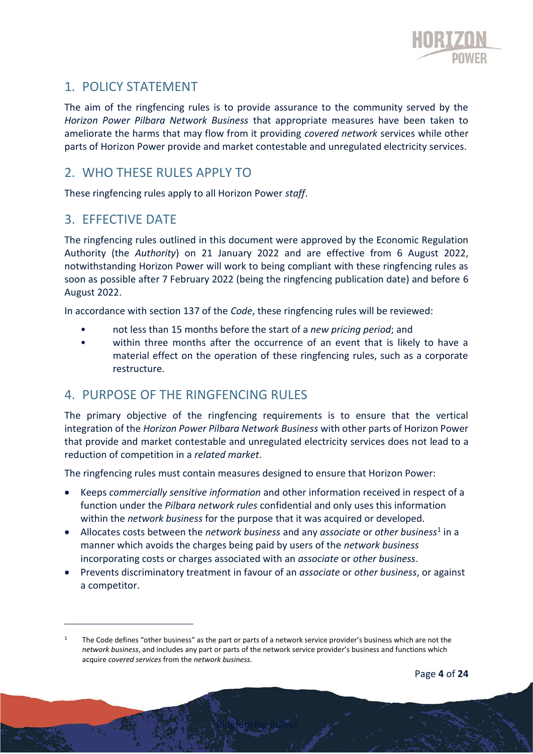## 1. POLICY STATEMENT

The aim of the ringfencing rules is to provide assurance to the community served by the *Horizon Power Pilbara Network Business* that appropriate measures have been taken to ameliorate the harms that may flow from it providing *covered network* services while other parts of Horizon Power provide and market contestable and unregulated electricity services.

## 2. WHO THESE RULES APPLY TO

These ringfencing rules apply to all Horizon Power *staff*.

## 3. EFFECTIVE DATE

The ringfencing rules outlined in this document were approved by the Economic Regulation Authority (the *Authority*) on 21 January 2022 and are effective from 6 August 2022, notwithstanding Horizon Power will work to being compliant with these ringfencing rules as soon as possible after 7 February 2022 (being the ringfencing publication date) and before 6 August 2022.

In accordance with section 137 of the *Code*, these ringfencing rules will be reviewed:

- not less than 15 months before the start of a *new pricing period*; and
- within three months after the occurrence of an event that is likely to have a material effect on the operation of these ringfencing rules, such as a corporate restructure.

## 4. PURPOSE OF THE RINGFENCING RULES

The primary objective of the ringfencing requirements is to ensure that the vertical integration of the *Horizon Power Pilbara Network Business* with other parts of Horizon Power that provide and market contestable and unregulated electricity services does not lead to a reduction of competition in a *related market*.

The ringfencing rules must contain measures designed to ensure that Horizon Power:

- Keeps *commercially sensitive information* and other information received in respect of a function under the *Pilbara network rules* confidential and only uses this information within the *network business* for the purpose that it was acquired or developed.
- Allocates costs between the *network business* and any *associate* or *other business*[1] in a manner which avoids the charges being paid by users of the *network business* incorporating costs or charges associated with an *associate* or *other business*.
- Prevents discriminatory treatment in favour of an *associate* or *other business*, or against a competitor.

---

[1] The Code defines "other business" as the part or parts of a network service provider's business which are not the *network business*, and includes any part or parts of the network service provider's business and functions which acquire *covered services* from the *network business*.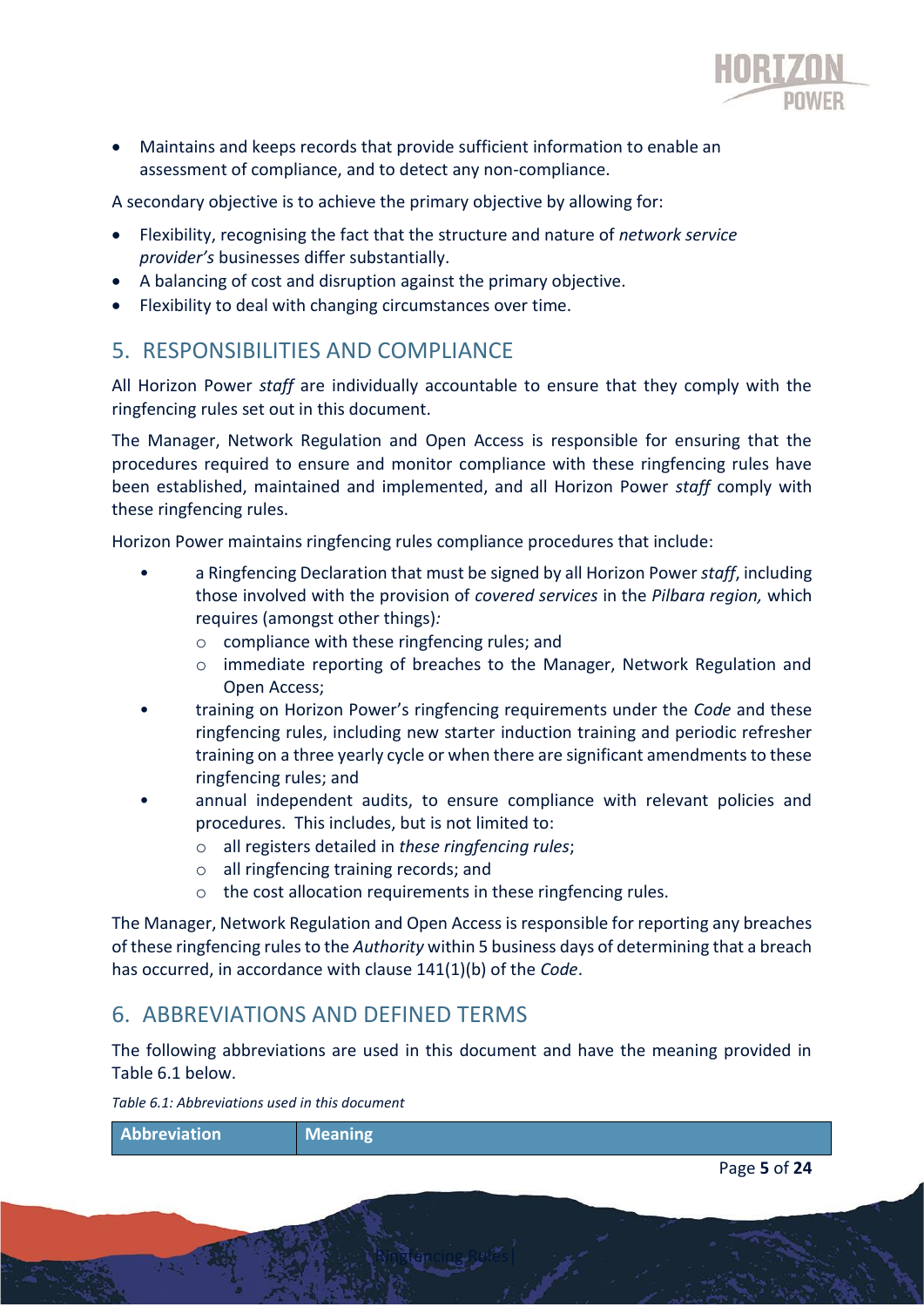- Maintains and keeps records that provide sufficient information to enable an assessment of compliance, and to detect any non-compliance.

A secondary objective is to achieve the primary objective by allowing for:

- Flexibility, recognising the fact that the structure and nature of *network service provider's* businesses differ substantially.
- A balancing of cost and disruption against the primary objective.
- Flexibility to deal with changing circumstances over time.

## 5. RESPONSIBILITIES AND COMPLIANCE

All Horizon Power *staff* are individually accountable to ensure that they comply with the ringfencing rules set out in this document.

The Manager, Network Regulation and Open Access is responsible for ensuring that the procedures required to ensure and monitor compliance with these ringfencing rules have been established, maintained and implemented, and all Horizon Power *staff* comply with these ringfencing rules.

Horizon Power maintains ringfencing rules compliance procedures that include:

- a Ringfencing Declaration that must be signed by all Horizon Power *staff*, including those involved with the provision of *covered services* in the *Pilbara region,* which requires (amongst other things)*:*
  - compliance with these ringfencing rules; and
  - immediate reporting of breaches to the Manager, Network Regulation and Open Access;
- training on Horizon Power's ringfencing requirements under the *Code* and these ringfencing rules, including new starter induction training and periodic refresher training on a three yearly cycle or when there are significant amendments to these ringfencing rules; and
- annual independent audits, to ensure compliance with relevant policies and procedures. This includes, but is not limited to:
  - all registers detailed in *these ringfencing rules*;
  - all ringfencing training records; and
  - the cost allocation requirements in these ringfencing rules.

The Manager, Network Regulation and Open Access is responsible for reporting any breaches of these ringfencing rules to the *Authority* within 5 business days of determining that a breach has occurred, in accordance with clause 141(1)(b) of the *Code*.

## 6. ABBREVIATIONS AND DEFINED TERMS

The following abbreviations are used in this document and have the meaning provided in Table 6.1 below.

*Table 6.1: Abbreviations used in this document*

| Abbreviation | Meaning |
|---|---|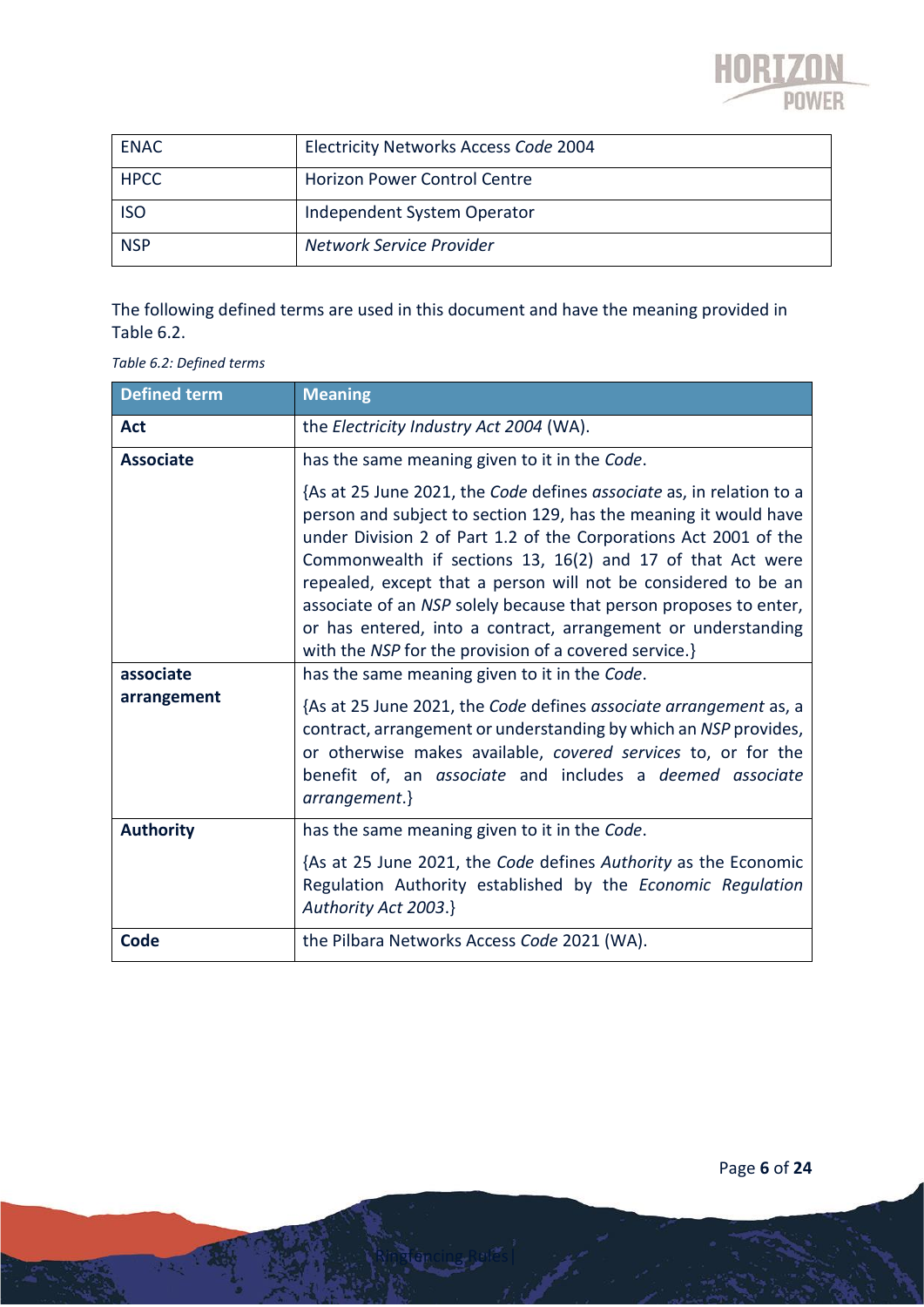| ENAC | Electricity Networks Access *Code* 2004 |
|---|---|
| HPCC | Horizon Power Control Centre |
| ISO | Independent System Operator |
| NSP | *Network Service Provider* |

The following defined terms are used in this document and have the meaning provided in Table 6.2.

*Table 6.2: Defined terms*

| Defined term | Meaning |
|---|---|
| **Act** | the *Electricity Industry Act 2004* (WA). |
| **Associate** | has the same meaning given to it in the *Code*.<br><br>{As at 25 June 2021, the *Code* defines *associate* as, in relation to a person and subject to section 129, has the meaning it would have under Division 2 of Part 1.2 of the Corporations Act 2001 of the Commonwealth if sections 13, 16(2) and 17 of that Act were repealed, except that a person will not be considered to be an associate of an *NSP* solely because that person proposes to enter, or has entered, into a contract, arrangement or understanding with the *NSP* for the provision of a covered service.} |
| **associate arrangement** | has the same meaning given to it in the *Code*.<br><br>{As at 25 June 2021, the *Code* defines *associate arrangement* as, a contract, arrangement or understanding by which an *NSP* provides, or otherwise makes available, *covered services* to, or for the benefit of, an *associate* and includes a *deemed associate arrangement*.} |
| **Authority** | has the same meaning given to it in the *Code*.<br><br>{As at 25 June 2021, the *Code* defines *Authority* as the Economic Regulation Authority established by the *Economic Regulation Authority Act 2003*.} |
| **Code** | the Pilbara Networks Access *Code* 2021 (WA). |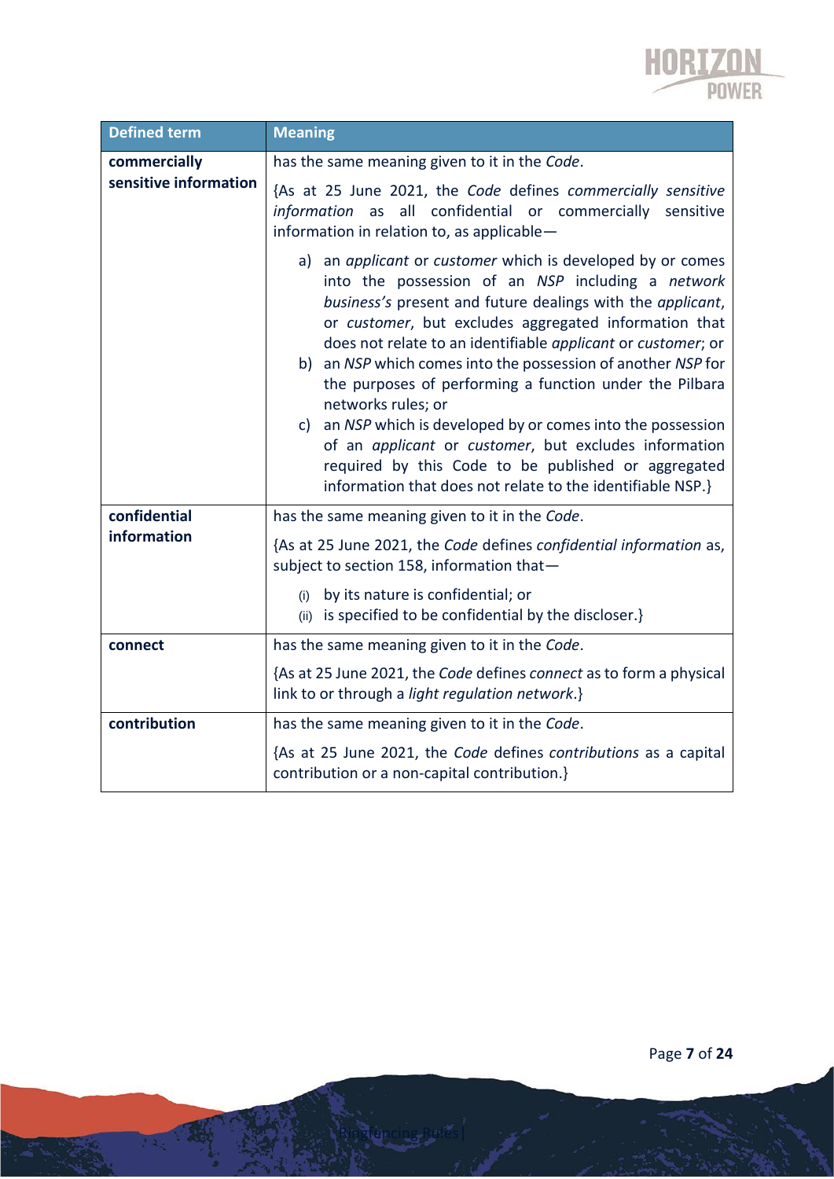| Defined term | Meaning |
|---|---|
| **commercially sensitive information** | has the same meaning given to it in the *Code*.<br><br>{As at 25 June 2021, the *Code* defines *commercially sensitive information* as all confidential or commercially sensitive information in relation to, as applicable—<br><br>a) an *applicant* or *customer* which is developed by or comes into the possession of an *NSP* including a *network business's* present and future dealings with the *applicant*, or *customer*, but excludes aggregated information that does not relate to an identifiable *applicant* or *customer*; or<br>b) an *NSP* which comes into the possession of another *NSP* for the purposes of performing a function under the Pilbara networks rules; or<br>c) an *NSP* which is developed by or comes into the possession of an *applicant* or *customer*, but excludes information required by this Code to be published or aggregated information that does not relate to the identifiable NSP.} |
| **confidential information** | has the same meaning given to it in the *Code*.<br><br>{As at 25 June 2021, the *Code* defines *confidential information* as, subject to section 158, information that—<br><br>(i) by its nature is confidential; or<br>(ii) is specified to be confidential by the discloser.} |
| **connect** | has the same meaning given to it in the *Code*.<br><br>{As at 25 June 2021, the *Code* defines *connect* as to form a physical link to or through a *light regulation network*.} |
| **contribution** | has the same meaning given to it in the *Code*.<br><br>{As at 25 June 2021, the *Code* defines *contributions* as a capital contribution or a non-capital contribution.} |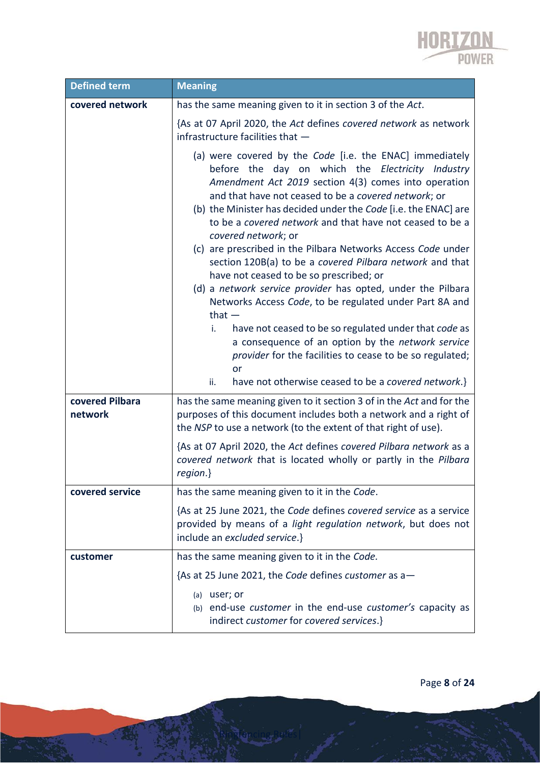| Defined term | Meaning |
|---|---|
| **covered network** | has the same meaning given to it in section 3 of the *Act*.<br><br>{As at 07 April 2020, the *Act* defines *covered network* as network infrastructure facilities that —<br><br>(a) were covered by the *Code* [i.e. the ENAC] immediately before the day on which the *Electricity Industry Amendment Act 2019* section 4(3) comes into operation and that have not ceased to be a *covered network*; or<br>(b) the Minister has decided under the *Code* [i.e. the ENAC] are to be a *covered network* and that have not ceased to be a *covered network*; or<br>(c) are prescribed in the Pilbara Networks Access *Code* under section 120B(a) to be a *covered Pilbara network* and that have not ceased to be so prescribed; or<br>(d) a *network service provider* has opted, under the Pilbara Networks Access *Code*, to be regulated under Part 8A and that —<br>i. have not ceased to be so regulated under that *code* as a consequence of an option by the *network service provider* for the facilities to cease to be so regulated; or<br>ii. have not otherwise ceased to be a *covered network*.} |
| **covered Pilbara network** | has the same meaning given to it section 3 of in the *Act* and for the purposes of this document includes both a network and a right of the *NSP* to use a network (to the extent of that right of use).<br><br>{As at 07 April 2020, the *Act* defines *covered Pilbara network* as a *covered network* that is located wholly or partly in the *Pilbara region*.} |
| **covered service** | has the same meaning given to it in the *Code*.<br><br>{As at 25 June 2021, the *Code* defines *covered service* as a service provided by means of a *light regulation network*, but does not include an *excluded service*.} |
| **customer** | has the same meaning given to it in the *Code.*<br><br>{As at 25 June 2021, the *Code* defines *customer* as a—<br><br>(a) user; or<br>(b) end-use *customer* in the end-use *customer's* capacity as indirect *customer* for *covered services*.} |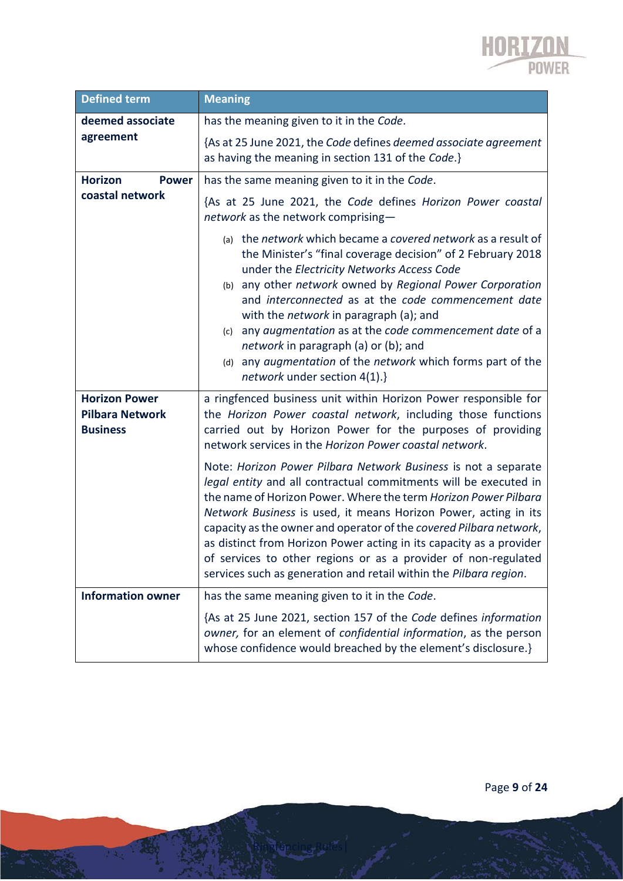| Defined term | Meaning |
|---|---|
| **deemed associate agreement** | has the meaning given to it in the *Code*.<br><br>{As at 25 June 2021, the *Code* defines *deemed associate agreement* as having the meaning in section 131 of the *Code*.} |
| **Horizon Power coastal network** | has the same meaning given to it in the *Code*.<br><br>{As at 25 June 2021, the *Code* defines *Horizon Power coastal network* as the network comprising—<br><br>(a) the *network* which became a *covered network* as a result of the Minister's "final coverage decision" of 2 February 2018 under the *Electricity Networks Access Code*<br>(b) any other *network* owned by *Regional Power Corporation* and *interconnected* as at the *code commencement date* with the *network* in paragraph (a); and<br>(c) any *augmentation* as at the *code commencement date* of a *network* in paragraph (a) or (b); and<br>(d) any *augmentation* of the *network* which forms part of the *network* under section 4(1).} |
| **Horizon Power Pilbara Network Business** | a ringfenced business unit within Horizon Power responsible for the *Horizon Power coastal network*, including those functions carried out by Horizon Power for the purposes of providing network services in the *Horizon Power coastal network*.<br><br>Note: *Horizon Power Pilbara Network Business* is not a separate *legal entity* and all contractual commitments will be executed in the name of Horizon Power. Where the term *Horizon Power Pilbara Network Business* is used, it means Horizon Power, acting in its capacity as the owner and operator of the *covered Pilbara network*, as distinct from Horizon Power acting in its capacity as a provider of services to other regions or as a provider of non-regulated services such as generation and retail within the *Pilbara region*. |
| **Information owner** | has the same meaning given to it in the *Code*.<br><br>{As at 25 June 2021, section 157 of the *Code* defines *information owner,* for an element of *confidential information*, as the person whose confidence would breached by the element's disclosure.} |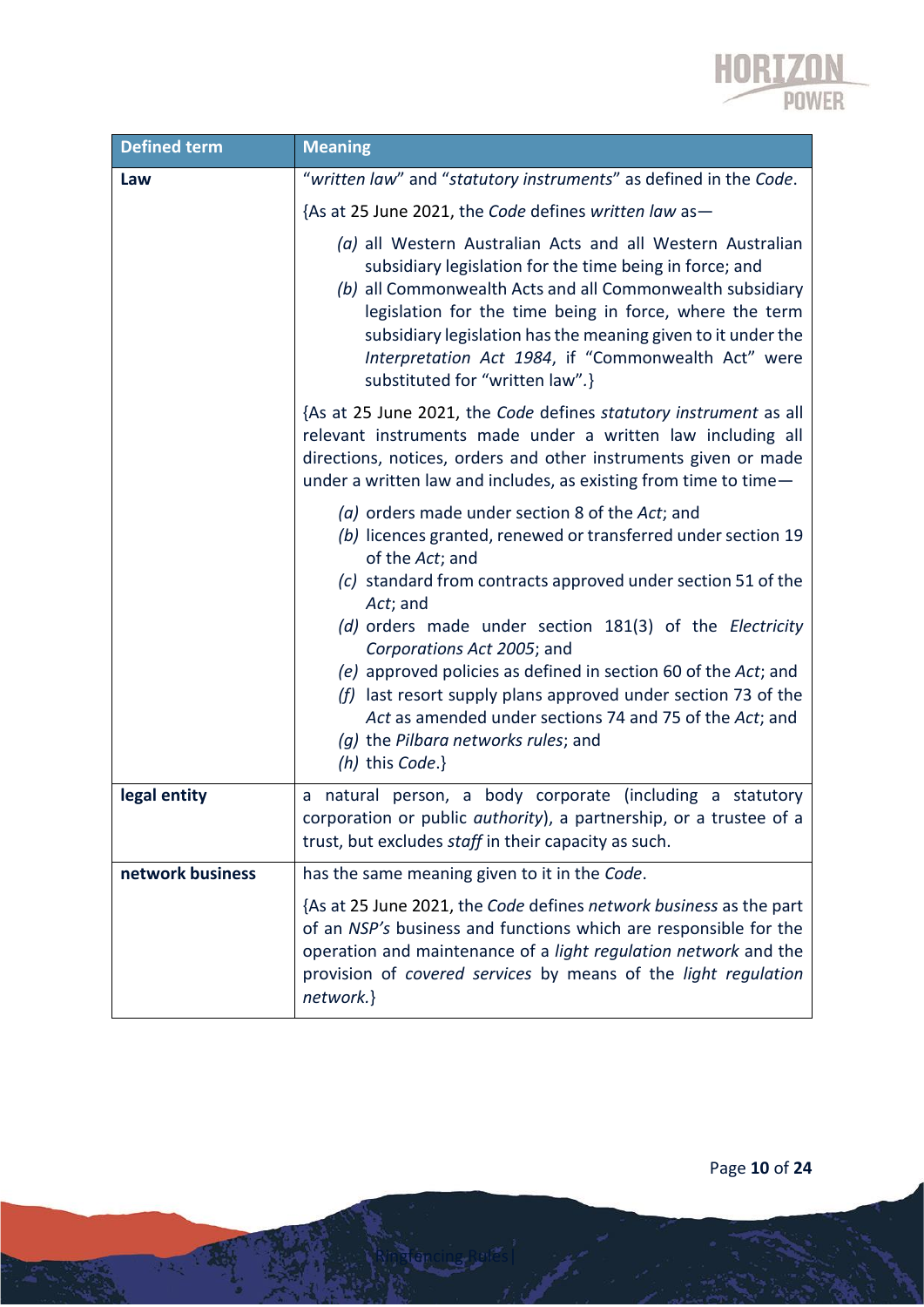| Defined term | Meaning |
|---|---|
| **Law** | "*written law*" and "*statutory instruments*" as defined in the *Code*.<br><br>{As at 25 June 2021, the *Code* defines *written law* as—<br><br>*(a)* all Western Australian Acts and all Western Australian subsidiary legislation for the time being in force; and<br>*(b)* all Commonwealth Acts and all Commonwealth subsidiary legislation for the time being in force, where the term subsidiary legislation has the meaning given to it under the *Interpretation Act 1984*, if "Commonwealth Act" were substituted for "written law".}<br><br>{As at 25 June 2021, the *Code* defines *statutory instrument* as all relevant instruments made under a written law including all directions, notices, orders and other instruments given or made under a written law and includes, as existing from time to time—<br><br>*(a)* orders made under section 8 of the *Act*; and<br>*(b)* licences granted, renewed or transferred under section 19 of the *Act*; and<br>*(c)* standard from contracts approved under section 51 of the *Act*; and<br>*(d)* orders made under section 181(3) of the *Electricity Corporations Act 2005*; and<br>*(e)* approved policies as defined in section 60 of the *Act*; and<br>*(f)* last resort supply plans approved under section 73 of the *Act* as amended under sections 74 and 75 of the *Act*; and<br>*(g)* the *Pilbara networks rules*; and<br>*(h)* this *Code*.} |
| **legal entity** | a natural person, a body corporate (including a statutory corporation or public *authority*), a partnership, or a trustee of a trust, but excludes *staff* in their capacity as such. |
| **network business** | has the same meaning given to it in the *Code*.<br><br>{As at 25 June 2021, the *Code* defines *network business* as the part of an *NSP's* business and functions which are responsible for the operation and maintenance of a *light regulation network* and the provision of *covered services* by means of the *light regulation network.*} |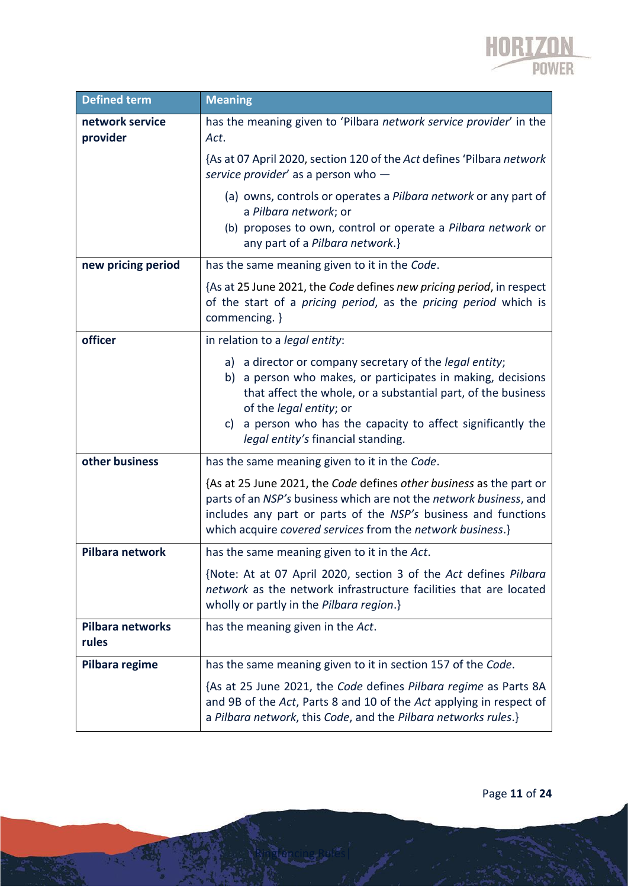| Defined term | Meaning |
|---|---|
| **network service provider** | has the meaning given to 'Pilbara *network service provider*' in the *Act*.<br><br>{As at 07 April 2020, section 120 of the *Act* defines 'Pilbara *network service provider*' as a person who —<br><br>(a) owns, controls or operates a *Pilbara network* or any part of a *Pilbara network*; or<br>(b) proposes to own, control or operate a *Pilbara network* or any part of a *Pilbara network*.} |
| **new pricing period** | has the same meaning given to it in the *Code*.<br><br>{As at 25 June 2021, the *Code* defines *new pricing period*, in respect of the start of a *pricing period*, as the *pricing period* which is commencing. } |
| **officer** | in relation to a *legal entity*:<br><br>a) a director or company secretary of the *legal entity*;<br>b) a person who makes, or participates in making, decisions that affect the whole, or a substantial part, of the business of the *legal entity*; or<br>c) a person who has the capacity to affect significantly the *legal entity's* financial standing. |
| **other business** | has the same meaning given to it in the *Code*.<br><br>{As at 25 June 2021, the *Code* defines *other business* as the part or parts of an *NSP's* business which are not the *network business*, and includes any part or parts of the *NSP's* business and functions which acquire *covered services* from the *network business*.} |
| **Pilbara network** | has the same meaning given to it in the *Act*.<br><br>{Note: At at 07 April 2020, section 3 of the *Act* defines *Pilbara network* as the network infrastructure facilities that are located wholly or partly in the *Pilbara region*.} |
| **Pilbara networks rules** | has the meaning given in the *Act*. |
| **Pilbara regime** | has the same meaning given to it in section 157 of the *Code*.<br><br>{As at 25 June 2021, the *Code* defines *Pilbara regime* as Parts 8A and 9B of the *Act*, Parts 8 and 10 of the *Act* applying in respect of a *Pilbara network*, this *Code*, and the *Pilbara networks rules*.} |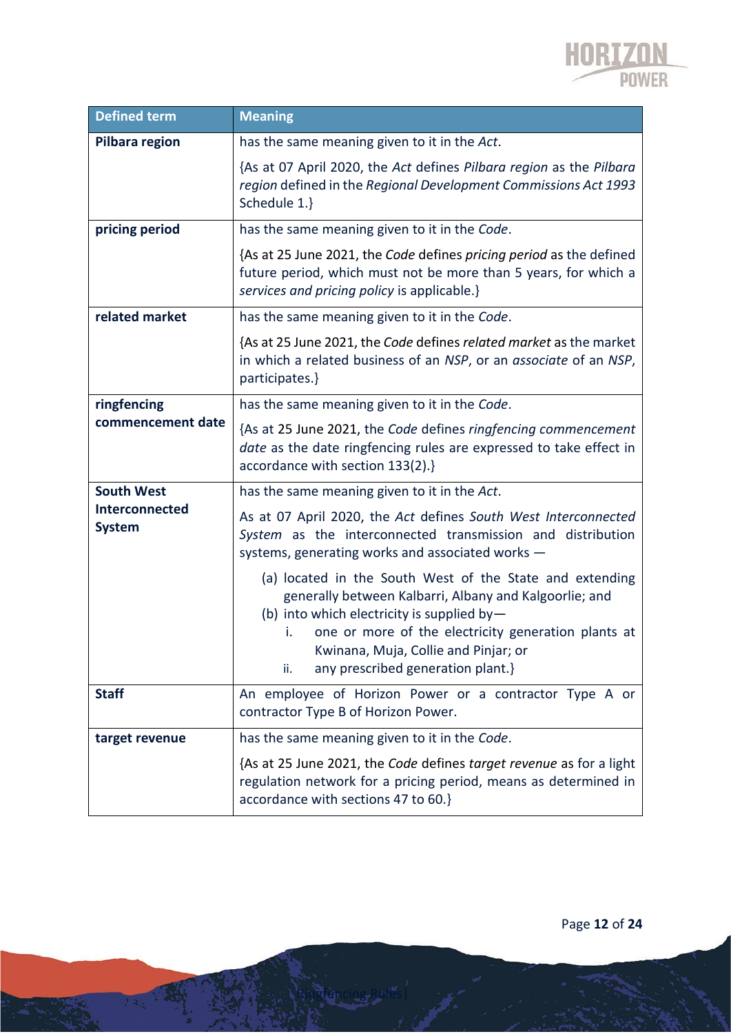| Defined term | Meaning |
|---|---|
| **Pilbara region** | has the same meaning given to it in the *Act*.<br><br>{As at 07 April 2020, the *Act* defines *Pilbara region* as the *Pilbara region* defined in the *Regional Development Commissions Act 1993* Schedule 1.} |
| **pricing period** | has the same meaning given to it in the *Code*.<br><br>{As at 25 June 2021, the *Code* defines *pricing period* as the defined future period, which must not be more than 5 years, for which a *services and pricing policy* is applicable.} |
| **related market** | has the same meaning given to it in the *Code*.<br><br>{As at 25 June 2021, the *Code* defines *related market* as the market in which a related business of an *NSP*, or an *associate* of an *NSP*, participates.} |
| **ringfencing commencement date** | has the same meaning given to it in the *Code*.<br><br>{As at 25 June 2021, the *Code* defines *ringfencing commencement date* as the date ringfencing rules are expressed to take effect in accordance with section 133(2).} |
| **South West Interconnected System** | has the same meaning given to it in the *Act*.<br><br>As at 07 April 2020, the *Act* defines *South West Interconnected System* as the interconnected transmission and distribution systems, generating works and associated works —<br><br>(a) located in the South West of the State and extending generally between Kalbarri, Albany and Kalgoorlie; and<br>(b) into which electricity is supplied by—<br>i. one or more of the electricity generation plants at Kwinana, Muja, Collie and Pinjar; or<br>ii. any prescribed generation plant.} |
| **Staff** | An employee of Horizon Power or a contractor Type A or contractor Type B of Horizon Power. |
| **target revenue** | has the same meaning given to it in the *Code*.<br><br>{As at 25 June 2021, the *Code* defines *target revenue* as for a light regulation network for a pricing period, means as determined in accordance with sections 47 to 60.} |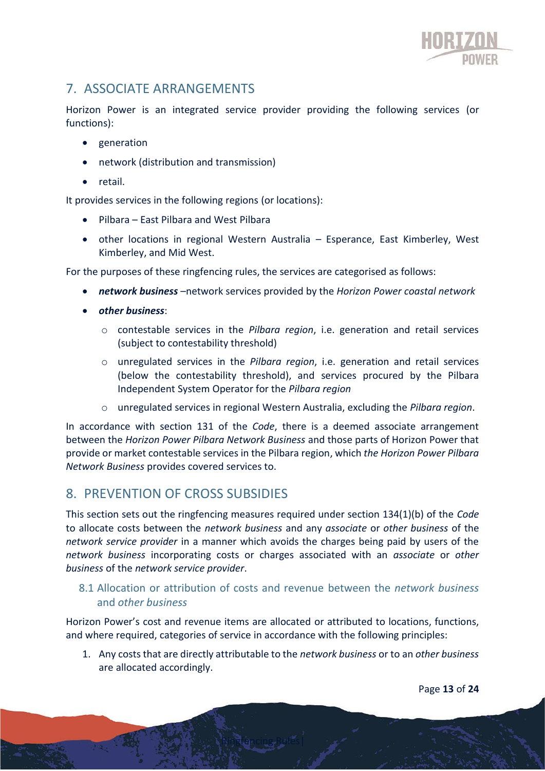## 7. ASSOCIATE ARRANGEMENTS

Horizon Power is an integrated service provider providing the following services (or functions):

- generation
- network (distribution and transmission)
- retail.

It provides services in the following regions (or locations):

- Pilbara – East Pilbara and West Pilbara
- other locations in regional Western Australia – Esperance, East Kimberley, West Kimberley, and Mid West.

For the purposes of these ringfencing rules, the services are categorised as follows:

- ***network business*** –network services provided by the *Horizon Power coastal network*
- ***other business***:
  - contestable services in the *Pilbara region*, i.e. generation and retail services (subject to contestability threshold)
  - unregulated services in the *Pilbara region*, i.e. generation and retail services (below the contestability threshold), and services procured by the Pilbara Independent System Operator for the *Pilbara region*
  - unregulated services in regional Western Australia, excluding the *Pilbara region*.

In accordance with section 131 of the *Code*, there is a deemed associate arrangement between the *Horizon Power Pilbara Network Business* and those parts of Horizon Power that provide or market contestable services in the Pilbara region, which *the Horizon Power Pilbara Network Business* provides covered services to.

## 8. PREVENTION OF CROSS SUBSIDIES

This section sets out the ringfencing measures required under section 134(1)(b) of the *Code* to allocate costs between the *network business* and any *associate* or *other business* of the *network service provider* in a manner which avoids the charges being paid by users of the *network business* incorporating costs or charges associated with an *associate* or *other business* of the *network service provider*.

### 8.1 Allocation or attribution of costs and revenue between the *network business* and *other business*

Horizon Power's cost and revenue items are allocated or attributed to locations, functions, and where required, categories of service in accordance with the following principles:

1. Any costs that are directly attributable to the *network business* or to an *other business* are allocated accordingly.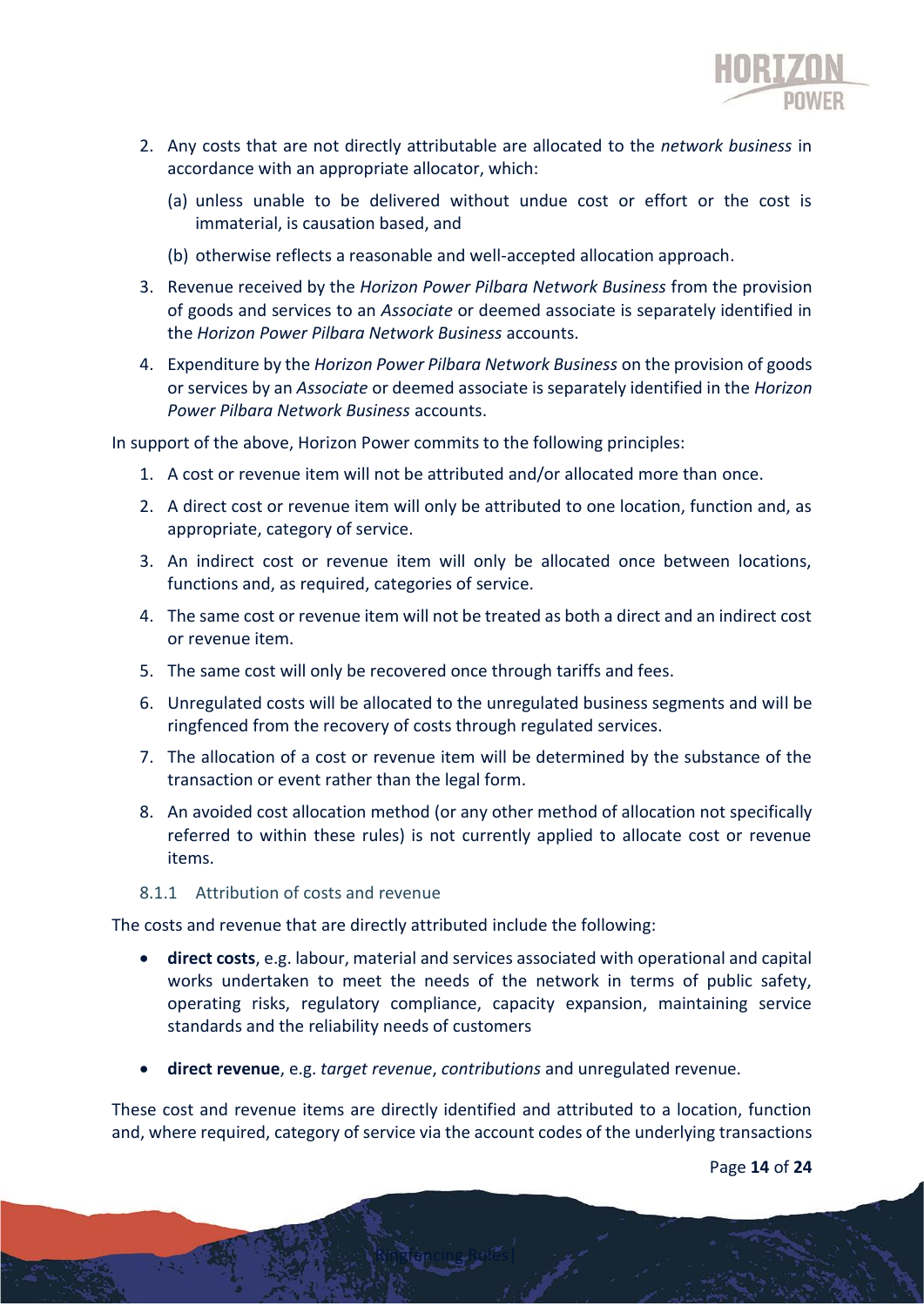2. Any costs that are not directly attributable are allocated to the *network business* in accordance with an appropriate allocator, which:

   (a) unless unable to be delivered without undue cost or effort or the cost is immaterial, is causation based, and

   (b) otherwise reflects a reasonable and well-accepted allocation approach.

3. Revenue received by the *Horizon Power Pilbara Network Business* from the provision of goods and services to an *Associate* or deemed associate is separately identified in the *Horizon Power Pilbara Network Business* accounts.

4. Expenditure by the *Horizon Power Pilbara Network Business* on the provision of goods or services by an *Associate* or deemed associate is separately identified in the *Horizon Power Pilbara Network Business* accounts.

In support of the above, Horizon Power commits to the following principles:

1. A cost or revenue item will not be attributed and/or allocated more than once.
2. A direct cost or revenue item will only be attributed to one location, function and, as appropriate, category of service.
3. An indirect cost or revenue item will only be allocated once between locations, functions and, as required, categories of service.
4. The same cost or revenue item will not be treated as both a direct and an indirect cost or revenue item.
5. The same cost will only be recovered once through tariffs and fees.
6. Unregulated costs will be allocated to the unregulated business segments and will be ringfenced from the recovery of costs through regulated services.
7. The allocation of a cost or revenue item will be determined by the substance of the transaction or event rather than the legal form.
8. An avoided cost allocation method (or any other method of allocation not specifically referred to within these rules) is not currently applied to allocate cost or revenue items.

### 8.1.1 Attribution of costs and revenue

The costs and revenue that are directly attributed include the following:

- **direct costs**, e.g. labour, material and services associated with operational and capital works undertaken to meet the needs of the network in terms of public safety, operating risks, regulatory compliance, capacity expansion, maintaining service standards and the reliability needs of customers
- **direct revenue**, e.g. *target revenue*, *contributions* and unregulated revenue.

These cost and revenue items are directly identified and attributed to a location, function and, where required, category of service via the account codes of the underlying transactions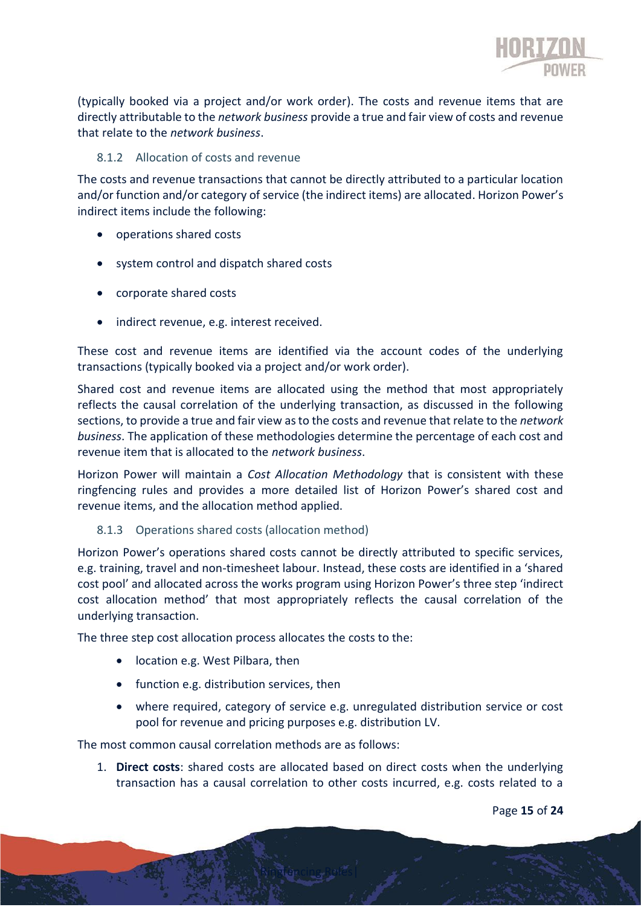(typically booked via a project and/or work order). The costs and revenue items that are directly attributable to the *network business* provide a true and fair view of costs and revenue that relate to the *network business*.

#### 8.1.2 Allocation of costs and revenue

The costs and revenue transactions that cannot be directly attributed to a particular location and/or function and/or category of service (the indirect items) are allocated. Horizon Power's indirect items include the following:

- operations shared costs
- system control and dispatch shared costs
- corporate shared costs
- indirect revenue, e.g. interest received.

These cost and revenue items are identified via the account codes of the underlying transactions (typically booked via a project and/or work order).

Shared cost and revenue items are allocated using the method that most appropriately reflects the causal correlation of the underlying transaction, as discussed in the following sections, to provide a true and fair view as to the costs and revenue that relate to the *network business*. The application of these methodologies determine the percentage of each cost and revenue item that is allocated to the *network business*.

Horizon Power will maintain a *Cost Allocation Methodology* that is consistent with these ringfencing rules and provides a more detailed list of Horizon Power's shared cost and revenue items, and the allocation method applied.

#### 8.1.3 Operations shared costs (allocation method)

Horizon Power's operations shared costs cannot be directly attributed to specific services, e.g. training, travel and non-timesheet labour. Instead, these costs are identified in a 'shared cost pool' and allocated across the works program using Horizon Power's three step 'indirect cost allocation method' that most appropriately reflects the causal correlation of the underlying transaction.

The three step cost allocation process allocates the costs to the:

- location e.g. West Pilbara, then
- function e.g. distribution services, then
- where required, category of service e.g. unregulated distribution service or cost pool for revenue and pricing purposes e.g. distribution LV.

The most common causal correlation methods are as follows:

1. **Direct costs**: shared costs are allocated based on direct costs when the underlying transaction has a causal correlation to other costs incurred, e.g. costs related to a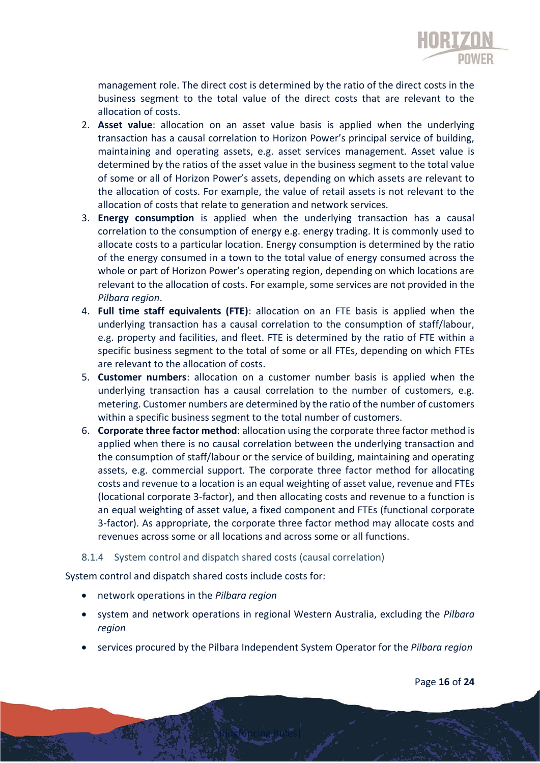management role. The direct cost is determined by the ratio of the direct costs in the business segment to the total value of the direct costs that are relevant to the allocation of costs.

2. **Asset value**: allocation on an asset value basis is applied when the underlying transaction has a causal correlation to Horizon Power's principal service of building, maintaining and operating assets, e.g. asset services management. Asset value is determined by the ratios of the asset value in the business segment to the total value of some or all of Horizon Power's assets, depending on which assets are relevant to the allocation of costs. For example, the value of retail assets is not relevant to the allocation of costs that relate to generation and network services.
3. **Energy consumption** is applied when the underlying transaction has a causal correlation to the consumption of energy e.g. energy trading. It is commonly used to allocate costs to a particular location. Energy consumption is determined by the ratio of the energy consumed in a town to the total value of energy consumed across the whole or part of Horizon Power's operating region, depending on which locations are relevant to the allocation of costs. For example, some services are not provided in the *Pilbara region*.
4. **Full time staff equivalents (FTE)**: allocation on an FTE basis is applied when the underlying transaction has a causal correlation to the consumption of staff/labour, e.g. property and facilities, and fleet. FTE is determined by the ratio of FTE within a specific business segment to the total of some or all FTEs, depending on which FTEs are relevant to the allocation of costs.
5. **Customer numbers**: allocation on a customer number basis is applied when the underlying transaction has a causal correlation to the number of customers, e.g. metering. Customer numbers are determined by the ratio of the number of customers within a specific business segment to the total number of customers.
6. **Corporate three factor method**: allocation using the corporate three factor method is applied when there is no causal correlation between the underlying transaction and the consumption of staff/labour or the service of building, maintaining and operating assets, e.g. commercial support. The corporate three factor method for allocating costs and revenue to a location is an equal weighting of asset value, revenue and FTEs (locational corporate 3-factor), and then allocating costs and revenue to a function is an equal weighting of asset value, a fixed component and FTEs (functional corporate 3-factor). As appropriate, the corporate three factor method may allocate costs and revenues across some or all locations and across some or all functions.

#### 8.1.4 System control and dispatch shared costs (causal correlation)

System control and dispatch shared costs include costs for:

- network operations in the *Pilbara region*
- system and network operations in regional Western Australia, excluding the *Pilbara region*
- services procured by the Pilbara Independent System Operator for the *Pilbara region*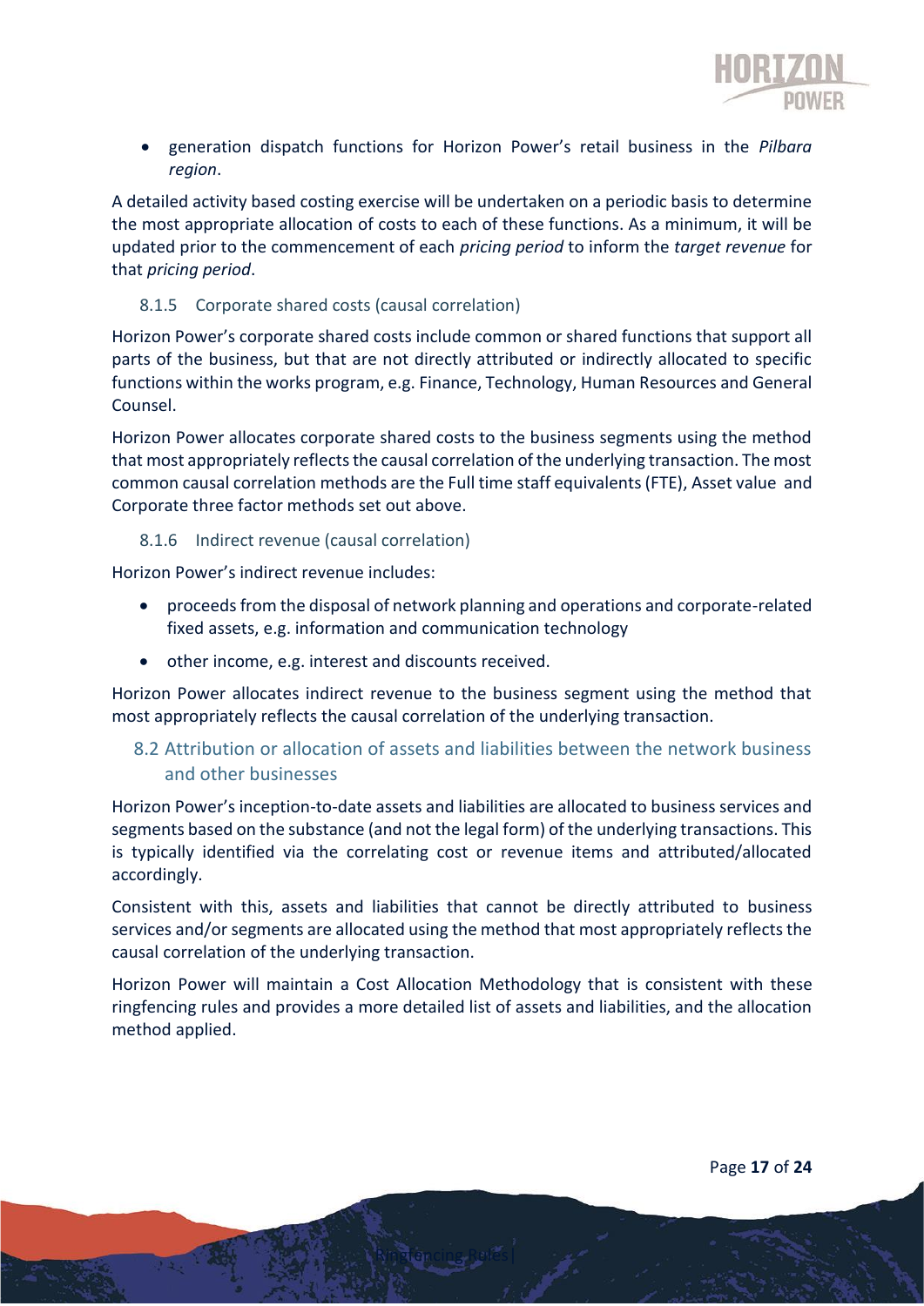- generation dispatch functions for Horizon Power's retail business in the *Pilbara region*.

A detailed activity based costing exercise will be undertaken on a periodic basis to determine the most appropriate allocation of costs to each of these functions. As a minimum, it will be updated prior to the commencement of each *pricing period* to inform the *target revenue* for that *pricing period*.

#### 8.1.5 Corporate shared costs (causal correlation)

Horizon Power's corporate shared costs include common or shared functions that support all parts of the business, but that are not directly attributed or indirectly allocated to specific functions within the works program, e.g. Finance, Technology, Human Resources and General Counsel.

Horizon Power allocates corporate shared costs to the business segments using the method that most appropriately reflects the causal correlation of the underlying transaction. The most common causal correlation methods are the Full time staff equivalents (FTE), Asset value and Corporate three factor methods set out above.

#### 8.1.6 Indirect revenue (causal correlation)

Horizon Power's indirect revenue includes:

- proceeds from the disposal of network planning and operations and corporate-related fixed assets, e.g. information and communication technology
- other income, e.g. interest and discounts received.

Horizon Power allocates indirect revenue to the business segment using the method that most appropriately reflects the causal correlation of the underlying transaction.

### 8.2 Attribution or allocation of assets and liabilities between the network business and other businesses

Horizon Power's inception-to-date assets and liabilities are allocated to business services and segments based on the substance (and not the legal form) of the underlying transactions. This is typically identified via the correlating cost or revenue items and attributed/allocated accordingly.

Consistent with this, assets and liabilities that cannot be directly attributed to business services and/or segments are allocated using the method that most appropriately reflects the causal correlation of the underlying transaction.

Horizon Power will maintain a Cost Allocation Methodology that is consistent with these ringfencing rules and provides a more detailed list of assets and liabilities, and the allocation method applied.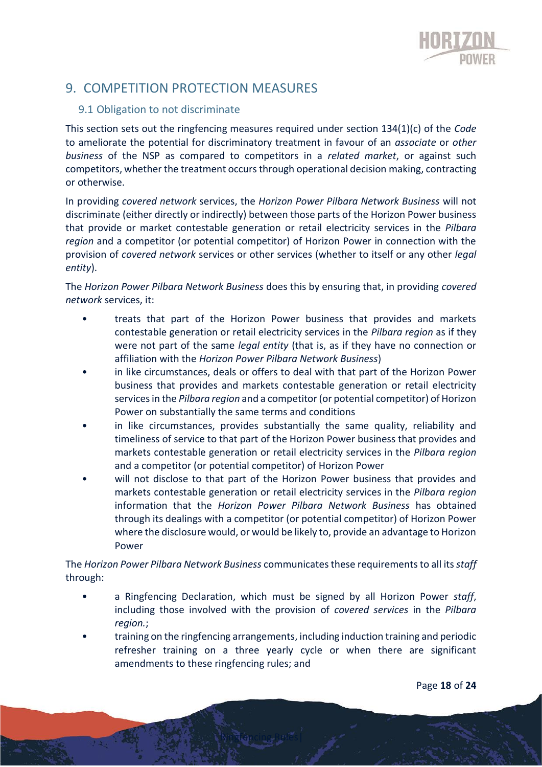# 9. COMPETITION PROTECTION MEASURES

## 9.1 Obligation to not discriminate

This section sets out the ringfencing measures required under section 134(1)(c) of the *Code* to ameliorate the potential for discriminatory treatment in favour of an *associate* or *other business* of the NSP as compared to competitors in a *related market*, or against such competitors, whether the treatment occurs through operational decision making, contracting or otherwise.

In providing *covered network* services, the *Horizon Power Pilbara Network Business* will not discriminate (either directly or indirectly) between those parts of the Horizon Power business that provide or market contestable generation or retail electricity services in the *Pilbara region* and a competitor (or potential competitor) of Horizon Power in connection with the provision of *covered network* services or other services (whether to itself or any other *legal entity*).

The *Horizon Power Pilbara Network Business* does this by ensuring that, in providing *covered network* services, it:

- treats that part of the Horizon Power business that provides and markets contestable generation or retail electricity services in the *Pilbara region* as if they were not part of the same *legal entity* (that is, as if they have no connection or affiliation with the *Horizon Power Pilbara Network Business*)
- in like circumstances, deals or offers to deal with that part of the Horizon Power business that provides and markets contestable generation or retail electricity services in the *Pilbara region* and a competitor (or potential competitor) of Horizon Power on substantially the same terms and conditions
- in like circumstances, provides substantially the same quality, reliability and timeliness of service to that part of the Horizon Power business that provides and markets contestable generation or retail electricity services in the *Pilbara region* and a competitor (or potential competitor) of Horizon Power
- will not disclose to that part of the Horizon Power business that provides and markets contestable generation or retail electricity services in the *Pilbara region* information that the *Horizon Power Pilbara Network Business* has obtained through its dealings with a competitor (or potential competitor) of Horizon Power where the disclosure would, or would be likely to, provide an advantage to Horizon Power

The *Horizon Power Pilbara Network Business* communicates these requirements to all its *staff* through:

- a Ringfencing Declaration, which must be signed by all Horizon Power *staff*, including those involved with the provision of *covered services* in the *Pilbara region.*;
- training on the ringfencing arrangements, including induction training and periodic refresher training on a three yearly cycle or when there are significant amendments to these ringfencing rules; and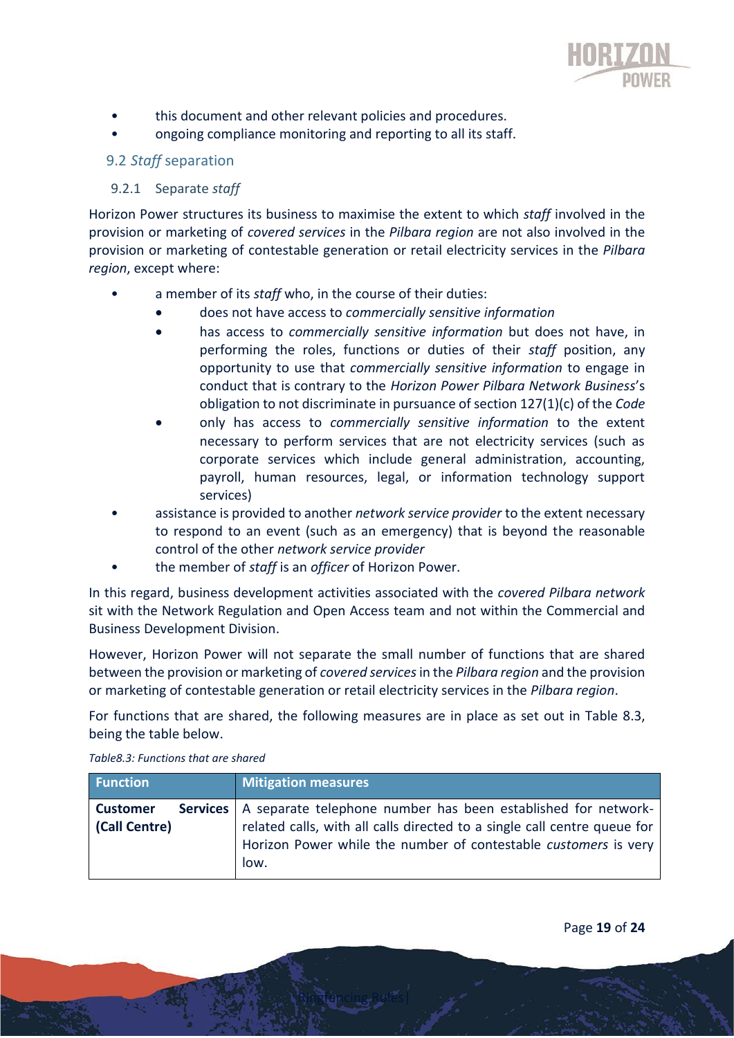- this document and other relevant policies and procedures.
- ongoing compliance monitoring and reporting to all its staff.

## 9.2 *Staff* separation

### 9.2.1 Separate *staff*

Horizon Power structures its business to maximise the extent to which *staff* involved in the provision or marketing of *covered services* in the *Pilbara region* are not also involved in the provision or marketing of contestable generation or retail electricity services in the *Pilbara region*, except where:

- a member of its *staff* who, in the course of their duties:
  - does not have access to *commercially sensitive information*
  - has access to *commercially sensitive information* but does not have, in performing the roles, functions or duties of their *staff* position, any opportunity to use that *commercially sensitive information* to engage in conduct that is contrary to the *Horizon Power Pilbara Network Business*'s obligation to not discriminate in pursuance of section 127(1)(c) of the *Code*
  - only has access to *commercially sensitive information* to the extent necessary to perform services that are not electricity services (such as corporate services which include general administration, accounting, payroll, human resources, legal, or information technology support services)
- assistance is provided to another *network service provider* to the extent necessary to respond to an event (such as an emergency) that is beyond the reasonable control of the other *network service provider*
- the member of *staff* is an *officer* of Horizon Power.

In this regard, business development activities associated with the *covered Pilbara network* sit with the Network Regulation and Open Access team and not within the Commercial and Business Development Division.

However, Horizon Power will not separate the small number of functions that are shared between the provision or marketing of *covered services* in the *Pilbara region* and the provision or marketing of contestable generation or retail electricity services in the *Pilbara region*.

For functions that are shared, the following measures are in place as set out in Table 8.3, being the table below.

*Table8.3: Functions that are shared*

| Function | Mitigation measures |
|---|---|
| **Customer Services (Call Centre)** | A separate telephone number has been established for network-related calls, with all calls directed to a single call centre queue for Horizon Power while the number of contestable *customers* is very low. |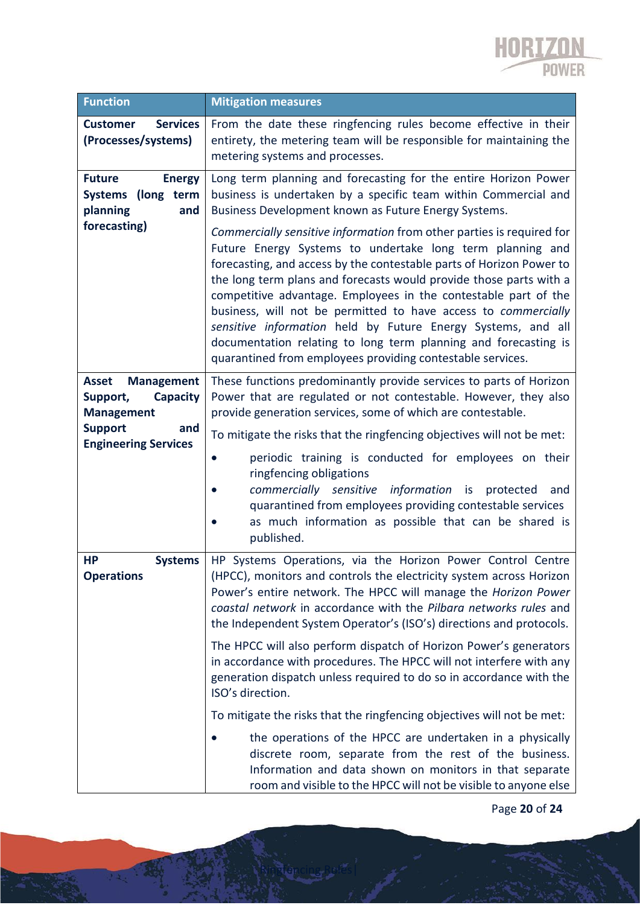| Function | Mitigation measures |
|---|---|
| **Customer Services (Processes/systems)** | From the date these ringfencing rules become effective in their entirety, the metering team will be responsible for maintaining the metering systems and processes. |
| **Future Energy Systems (long term planning and forecasting)** | Long term planning and forecasting for the entire Horizon Power business is undertaken by a specific team within Commercial and Business Development known as Future Energy Systems.<br><br>*Commercially sensitive information* from other parties is required for Future Energy Systems to undertake long term planning and forecasting, and access by the contestable parts of Horizon Power to the long term plans and forecasts would provide those parts with a competitive advantage. Employees in the contestable part of the business, will not be permitted to have access to *commercially sensitive information* held by Future Energy Systems, and all documentation relating to long term planning and forecasting is quarantined from employees providing contestable services. |
| **Asset Management Support, Capacity Management Support and Engineering Services** | These functions predominantly provide services to parts of Horizon Power that are regulated or not contestable. However, they also provide generation services, some of which are contestable.<br><br>To mitigate the risks that the ringfencing objectives will not be met:<br><br>• periodic training is conducted for employees on their ringfencing obligations<br>• *commercially sensitive information* is protected and quarantined from employees providing contestable services<br>• as much information as possible that can be shared is published. |
| **HP Systems Operations** | HP Systems Operations, via the Horizon Power Control Centre (HPCC), monitors and controls the electricity system across Horizon Power's entire network. The HPCC will manage the *Horizon Power coastal network* in accordance with the *Pilbara networks rules* and the Independent System Operator's (ISO's) directions and protocols.<br><br>The HPCC will also perform dispatch of Horizon Power's generators in accordance with procedures. The HPCC will not interfere with any generation dispatch unless required to do so in accordance with the ISO's direction.<br><br>To mitigate the risks that the ringfencing objectives will not be met:<br><br>• the operations of the HPCC are undertaken in a physically discrete room, separate from the rest of the business. Information and data shown on monitors in that separate room and visible to the HPCC will not be visible to anyone else |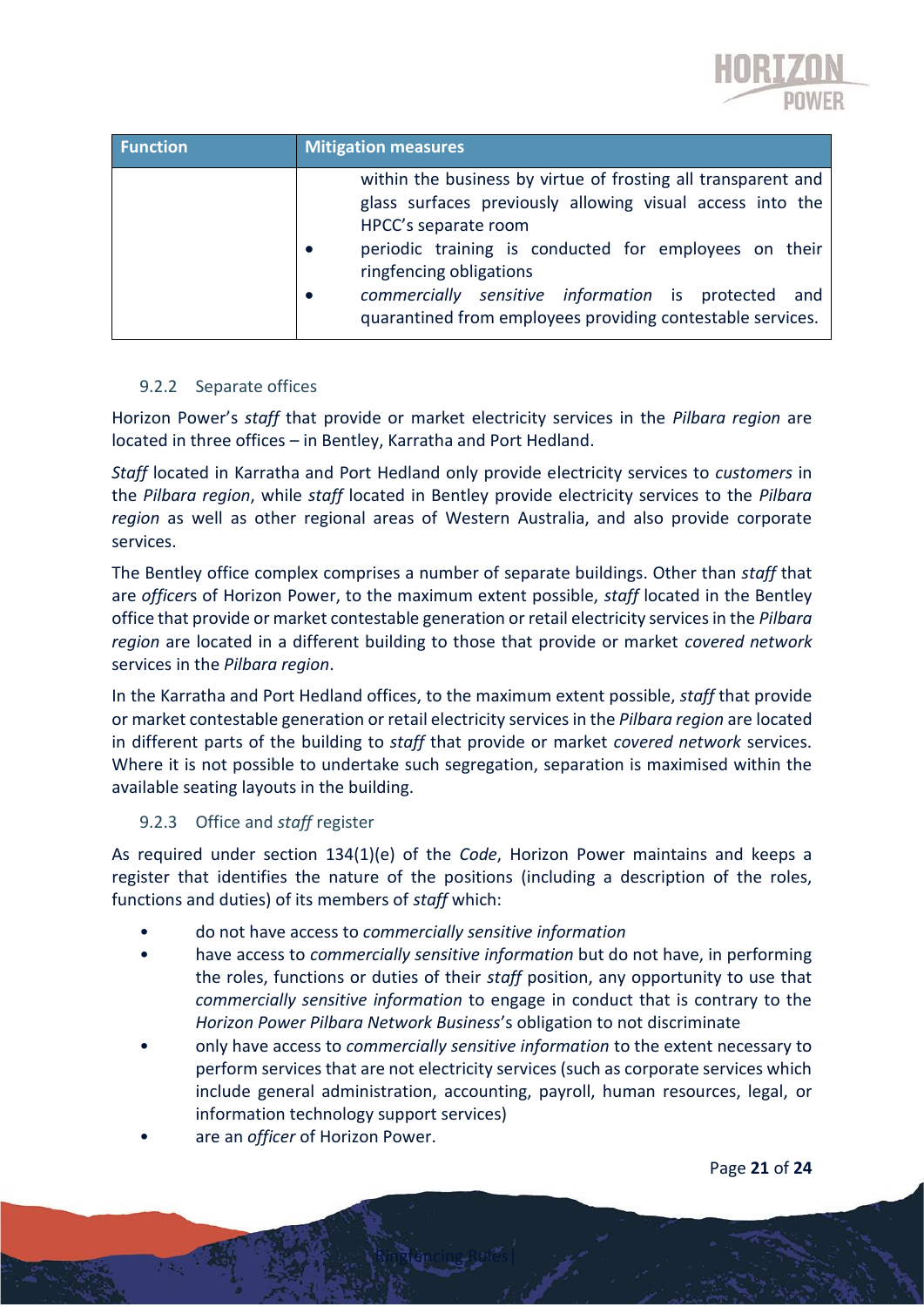| Function | Mitigation measures |
|---|---|
| | within the business by virtue of frosting all transparent and glass surfaces previously allowing visual access into the HPCC's separate room<br>• periodic training is conducted for employees on their ringfencing obligations<br>• *commercially sensitive information* is protected and quarantined from employees providing contestable services. |

### 9.2.2 Separate offices

Horizon Power's *staff* that provide or market electricity services in the *Pilbara region* are located in three offices – in Bentley, Karratha and Port Hedland.

*Staff* located in Karratha and Port Hedland only provide electricity services to *customers* in the *Pilbara region*, while *staff* located in Bentley provide electricity services to the *Pilbara region* as well as other regional areas of Western Australia, and also provide corporate services.

The Bentley office complex comprises a number of separate buildings. Other than *staff* that are *officer*s of Horizon Power, to the maximum extent possible, *staff* located in the Bentley office that provide or market contestable generation or retail electricity services in the *Pilbara region* are located in a different building to those that provide or market *covered network* services in the *Pilbara region*.

In the Karratha and Port Hedland offices, to the maximum extent possible, *staff* that provide or market contestable generation or retail electricity services in the *Pilbara region* are located in different parts of the building to *staff* that provide or market *covered network* services. Where it is not possible to undertake such segregation, separation is maximised within the available seating layouts in the building.

### 9.2.3 Office and *staff* register

As required under section 134(1)(e) of the *Code*, Horizon Power maintains and keeps a register that identifies the nature of the positions (including a description of the roles, functions and duties) of its members of *staff* which:

- do not have access to *commercially sensitive information*
- have access to *commercially sensitive information* but do not have, in performing the roles, functions or duties of their *staff* position, any opportunity to use that *commercially sensitive information* to engage in conduct that is contrary to the *Horizon Power Pilbara Network Business*'s obligation to not discriminate
- only have access to *commercially sensitive information* to the extent necessary to perform services that are not electricity services (such as corporate services which include general administration, accounting, payroll, human resources, legal, or information technology support services)
- are an *officer* of Horizon Power.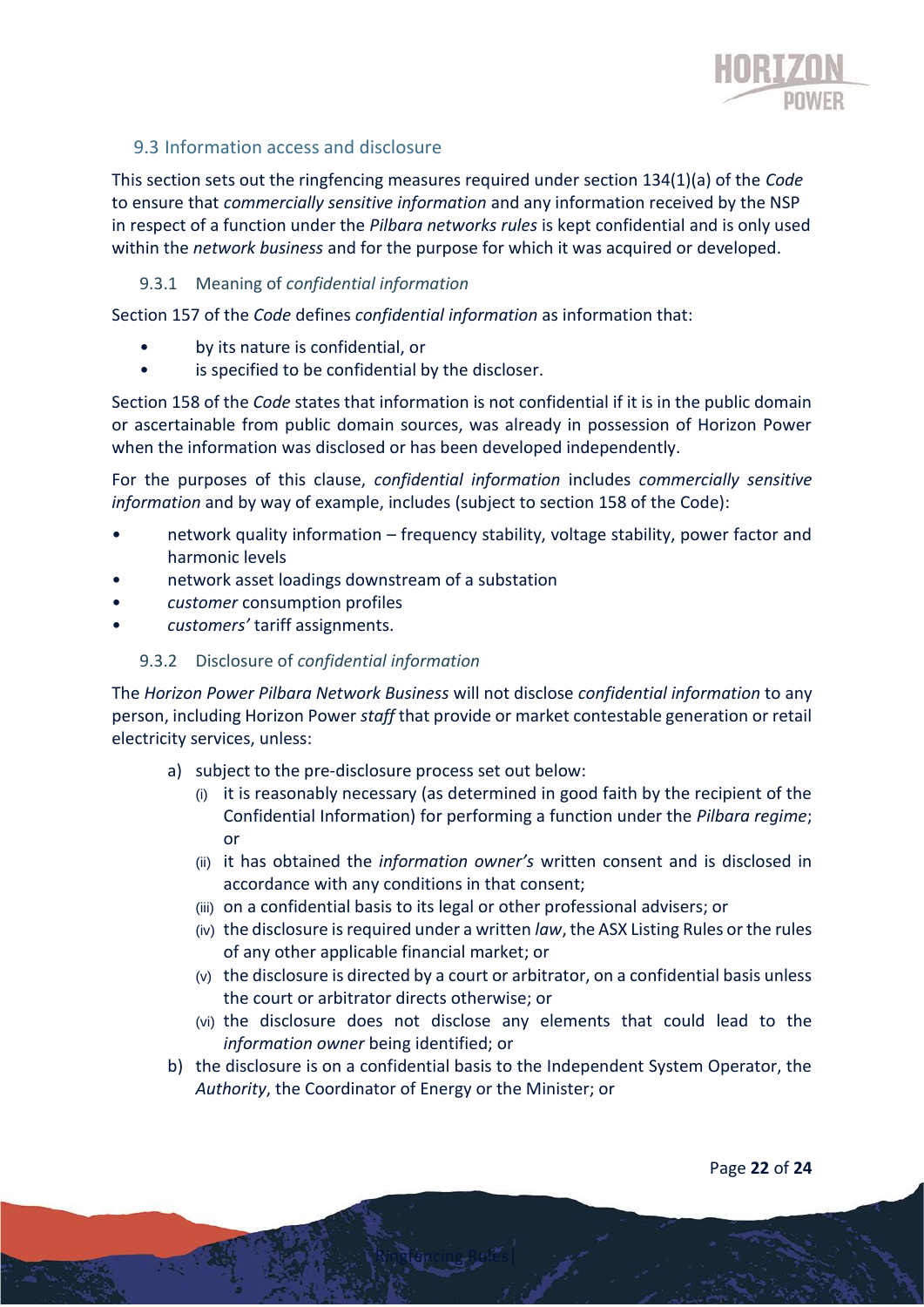## 9.3 Information access and disclosure

This section sets out the ringfencing measures required under section 134(1)(a) of the *Code* to ensure that *commercially sensitive information* and any information received by the NSP in respect of a function under the *Pilbara networks rules* is kept confidential and is only used within the *network business* and for the purpose for which it was acquired or developed.

### 9.3.1 Meaning of *confidential information*

Section 157 of the *Code* defines *confidential information* as information that:

- by its nature is confidential, or
- is specified to be confidential by the discloser.

Section 158 of the *Code* states that information is not confidential if it is in the public domain or ascertainable from public domain sources, was already in possession of Horizon Power when the information was disclosed or has been developed independently.

For the purposes of this clause, *confidential information* includes *commercially sensitive information* and by way of example, includes (subject to section 158 of the Code):

- network quality information – frequency stability, voltage stability, power factor and harmonic levels
- network asset loadings downstream of a substation
- *customer* consumption profiles
- *customers'* tariff assignments.

### 9.3.2 Disclosure of *confidential information*

The *Horizon Power Pilbara Network Business* will not disclose *confidential information* to any person, including Horizon Power *staff* that provide or market contestable generation or retail electricity services, unless:

a) subject to the pre-disclosure process set out below:
   (i) it is reasonably necessary (as determined in good faith by the recipient of the Confidential Information) for performing a function under the *Pilbara regime*; or
   (ii) it has obtained the *information owner's* written consent and is disclosed in accordance with any conditions in that consent;
   (iii) on a confidential basis to its legal or other professional advisers; or
   (iv) the disclosure is required under a written *law*, the ASX Listing Rules or the rules of any other applicable financial market; or
   (v) the disclosure is directed by a court or arbitrator, on a confidential basis unless the court or arbitrator directs otherwise; or
   (vi) the disclosure does not disclose any elements that could lead to the *information owner* being identified; or
b) the disclosure is on a confidential basis to the Independent System Operator, the *Authority*, the Coordinator of Energy or the Minister; or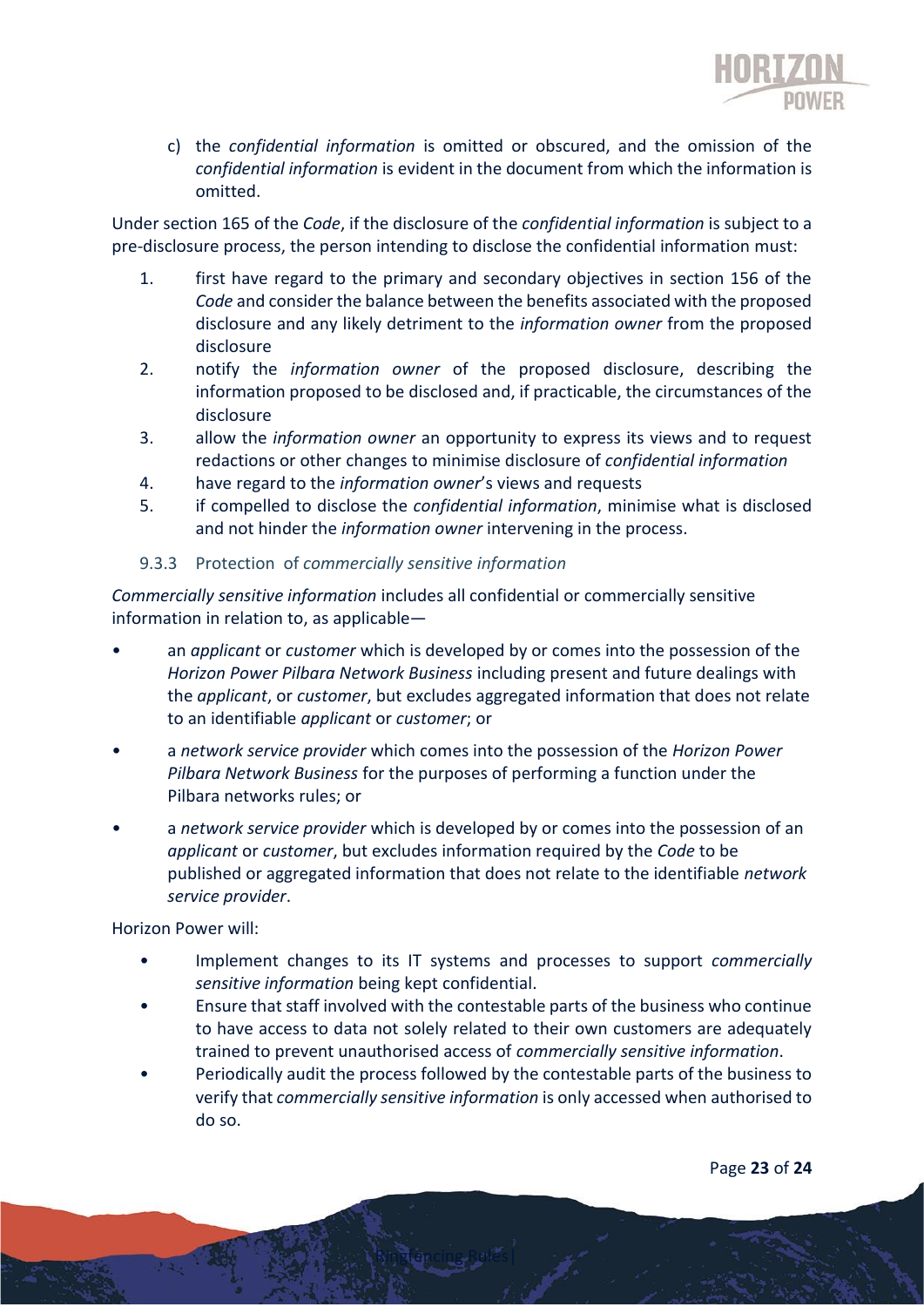c) the *confidential information* is omitted or obscured, and the omission of the *confidential information* is evident in the document from which the information is omitted.

Under section 165 of the *Code*, if the disclosure of the *confidential information* is subject to a pre-disclosure process, the person intending to disclose the confidential information must:

1. first have regard to the primary and secondary objectives in section 156 of the *Code* and consider the balance between the benefits associated with the proposed disclosure and any likely detriment to the *information owner* from the proposed disclosure
2. notify the *information owner* of the proposed disclosure, describing the information proposed to be disclosed and, if practicable, the circumstances of the disclosure
3. allow the *information owner* an opportunity to express its views and to request redactions or other changes to minimise disclosure of *confidential information*
4. have regard to the *information owner*'s views and requests
5. if compelled to disclose the *confidential information*, minimise what is disclosed and not hinder the *information owner* intervening in the process.

### 9.3.3 Protection of *commercially sensitive information*

*Commercially sensitive information* includes all confidential or commercially sensitive information in relation to, as applicable—

- an *applicant* or *customer* which is developed by or comes into the possession of the *Horizon Power Pilbara Network Business* including present and future dealings with the *applicant*, or *customer*, but excludes aggregated information that does not relate to an identifiable *applicant* or *customer*; or
- a *network service provider* which comes into the possession of the *Horizon Power Pilbara Network Business* for the purposes of performing a function under the Pilbara networks rules; or
- a *network service provider* which is developed by or comes into the possession of an *applicant* or *customer*, but excludes information required by the *Code* to be published or aggregated information that does not relate to the identifiable *network service provider*.

Horizon Power will:

- Implement changes to its IT systems and processes to support *commercially sensitive information* being kept confidential.
- Ensure that staff involved with the contestable parts of the business who continue to have access to data not solely related to their own customers are adequately trained to prevent unauthorised access of *commercially sensitive information*.
- Periodically audit the process followed by the contestable parts of the business to verify that *commercially sensitive information* is only accessed when authorised to do so.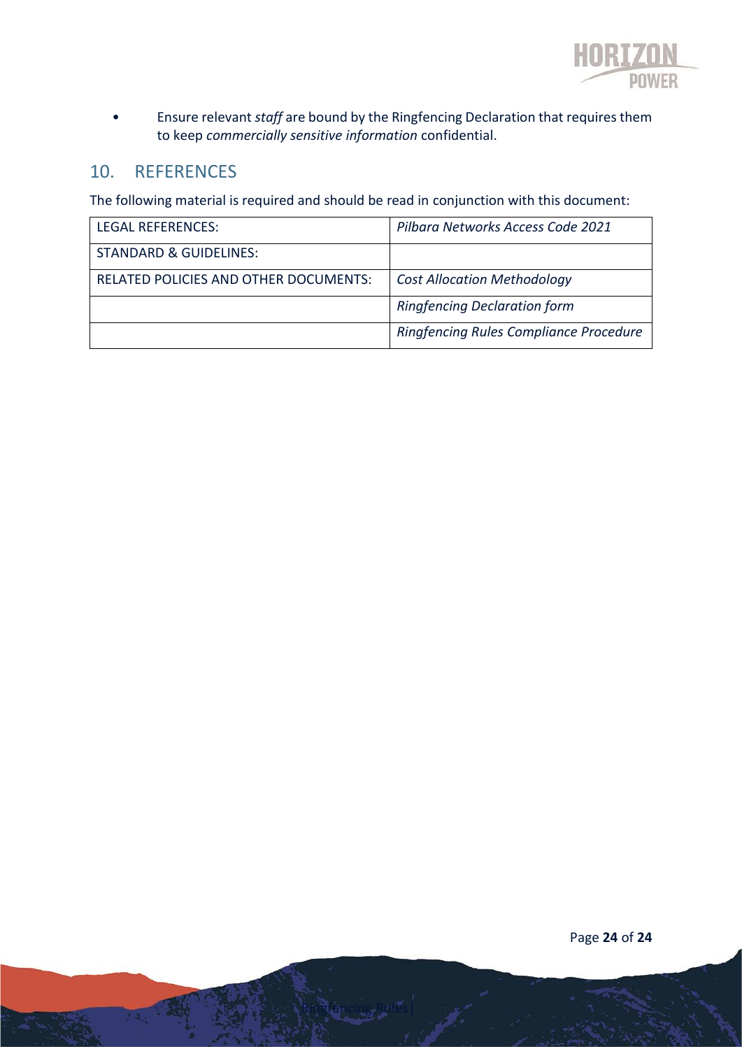- Ensure relevant *staff* are bound by the Ringfencing Declaration that requires them to keep *commercially sensitive information* confidential.

## 10. REFERENCES

The following material is required and should be read in conjunction with this document:

| | |
|---|---|
| LEGAL REFERENCES: | *Pilbara Networks Access Code 2021* |
| STANDARD & GUIDELINES: | |
| RELATED POLICIES AND OTHER DOCUMENTS: | *Cost Allocation Methodology* |
| | *Ringfencing Declaration form* |
| | *Ringfencing Rules Compliance Procedure* |